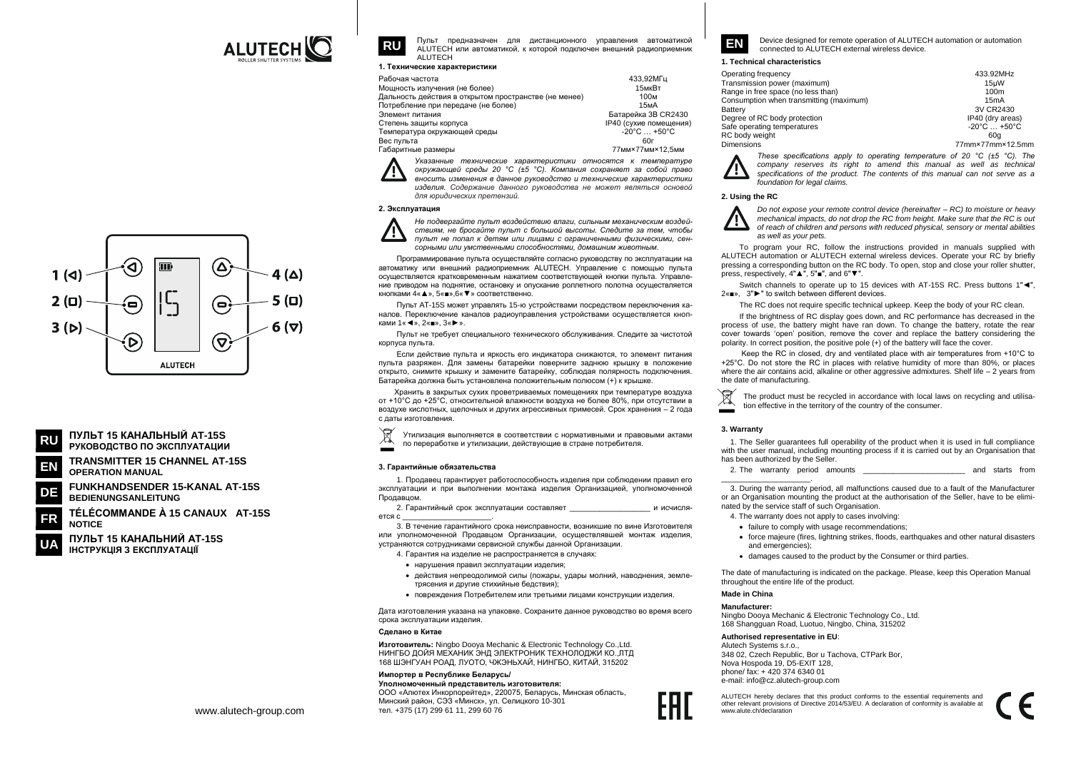ALUTECH ROLLER SHUTTER SYSTEMS

1 (◁) 2 (□) 3 (▷) 4 (△) 5 (□) 6 (▽)

ALUTECH

**RU** **ПУЛЬТ 15 КАНАЛЬНЫЙ AT-15S**
**РУКОВОДСТВО ПО ЭКСПЛУАТАЦИИ**

**EN** **TRANSMITTER 15 CHANNEL AT-15S**
**OPERATION MANUAL**

**DE** **FUNKHANDSENDER 15-KANAL AT-15S**
**BEDIENUNGSANLEITUNG**

**FR** **TÉLÉCOMMANDE À 15 CANAUX AT-15S**
**NOTICE**

**UA** **ПУЛЬТ 15 КАНАЛЬНИЙ AT-15S**
**ІНСТРУКЦІЯ З ЕКСПЛУАТАЦІЇ**

www.alutech-group.com

**RU** Пульт предназначен для дистанционного управления автоматикой ALUTECH или автоматикой, к которой подключен внешний радиоприемник ALUTECH

### 1. Технические характеристики

| | |
|---|---|
| Рабочая частота | 433,92МГц |
| Мощность излучения (не более) | 15мкВт |
| Дальность действия в открытом пространстве (не менее) | 100м |
| Потребление при передаче (не более) | 15мА |
| Элемент питания | Батарейка 3В CR2430 |
| Степень защиты корпуса | IP40 (сухие помещения) |
| Температура окружающей среды | -20°С … +50°С |
| Вес пульта | 60г |
| Габаритные размеры | 77мм×77мм×12,5мм |

*Указанные технические характеристики относятся к температуре окружающей среды 20 °С (±5 °С). Компания сохраняет за собой право вносить изменения в данное руководство и технические характеристики изделия. Содержание данного руководства не может являться основой для юридических претензий.*

### 2. Эксплуатация

*Не подвергайте пульт воздействию влаги, сильным механическим воздействиям, не бросайте пульт с большой высоты. Следите за тем, чтобы пульт не попал к детям или лицам с ограниченными физическими, сенсорными или умственными способностями, домашним животным.*

Программирование пульта осуществляйте согласно руководству по эксплуатации на автоматику или внешний радиоприемник ALUTECH. Управление с помощью пульта осуществляется кратковременным нажатием соответствующей кнопки пульта. Управление приводом на поднятие, остановку и опускание роллетного полотна осуществляется кнопками 4«▲», 5«■»,6«▼» соответственно.

Пульт AT-15S может управлять 15-ю устройствами посредством переключения каналов. Переключение каналов радиоуправления устройствами осуществляется кнопками 1«◄», 2«■», 3«►».

Пульт не требует специального технического обслуживания. Следите за чистотой корпуса пульта.

Если действие пульта и яркость его индикатора снижаются, то элемент питания пульта разряжен. Для замены батарейки поверните заднюю крышку в положение открыто, снимите крышку и замените батарейку, соблюдая полярность подключения. Батарейка должна быть установлена положительным полюсом (+) к крышке.

Хранить в закрытых сухих проветриваемых помещениях при температуре воздуха от +10°С до +25°С, относительной влажности воздуха не более 80%, при отсутствии в воздухе кислотных, щелочных и других агрессивных примесей. Срок хранения – 2 года с даты изготовления.

Утилизация выполняется в соответствии с нормативными и правовыми актами по переработке и утилизации, действующие в стране потребителя.

### 3. Гарантийные обязательства

1. Продавец гарантирует работоспособность изделия при соблюдении правил его эксплуатации и при выполнении монтажа изделия Организацией, уполномоченной Продавцом.

2. Гарантийный срок эксплуатации составляет ___________________ и исчисляется с ______________________.

3. В течение гарантийного срока неисправности, возникшие по вине Изготовителя или уполномоченной Продавцом Организации, осуществлявшей монтаж изделия, устраняются сотрудниками сервисной службы данной Организации.

4. Гарантия на изделие не распространяется в случаях:

- нарушения правил эксплуатации изделия;
- действия непреодолимой силы (пожары, удары молний, наводнения, землетрясения и другие стихийные бедствия);
- повреждения Потребителем или третьими лицами конструкции изделия.

Дата изготовления указана на упаковке. Сохраните данное руководство во время всего срока эксплуатации изделия.

**Сделано в Китае**

**Изготовитель:** Ningbo Dooya Mechanic & Electronic Technology Co.,Ltd.
НИНГБО ДОЙЯ МЕХАНИК ЭНД ЭЛЕКТРОНИК ТЕХНОЛОДЖИ КО.,ЛТД
168 ШЭНГУАН РОАД, ЛУОТО, ЧЖЭНЬХАЙ, НИНГБО, КИТАЙ, 315202

**Импортер в Республике Беларусь/**
**Уполномоченный представитель изготовителя:**
ООО «Алютех Инкорпорейтед», 220075, Беларусь, Минская область, Минский район, СЭЗ «Минск», ул. Селицкого 10-301
тел. +375 (17) 299 61 11, 299 60 76

EAC

**EN** Device designed for remote operation of ALUTECH automation or automation connected to ALUTECH external wireless device.

### 1. Technical characteristics

| | |
|---|---|
| Operating frequency | 433.92MHz |
| Transmission power (maximum) | 15µW |
| Range in free space (no less than) | 100m |
| Consumption when transmitting (maximum) | 15mA |
| Battery | 3V CR2430 |
| Degree of RC body protection | IP40 (dry areas) |
| Safe operating temperatures | -20°C … +50°C |
| RC body weight | 60g |
| Dimensions | 77mm×77mm×12.5mm |

*These specifications apply to operating temperature of 20 °C (±5 °C). The company reserves its right to amend this manual as well as technical specifications of the product. The contents of this manual can not serve as a foundation for legal claims.*

### 2. Using the RC

*Do not expose your remote control device (hereinafter – RC) to moisture or heavy mechanical impacts, do not drop the RC from height. Make sure that the RC is out of reach of children and persons with reduced physical, sensory or mental abilities as well as your pets.*

To program your RC, follow the instructions provided in manuals supplied with ALUTECH automation or ALUTECH external wireless devices. Operate your RC by briefly pressing a corresponding button on the RC body. To open, stop and close your roller shutter, press, respectively, 4"▲", 5"■", and 6"▼".

Switch channels to operate up to 15 devices with AT-15S RC. Press buttons 1"◄", 2«■», 3"►" to switch between different devices.

The RC does not require specific technical upkeep. Keep the body of your RC clean.

If the brightness of RC display goes down, and RC performance has decreased in the process of use, the battery might have run down. To change the battery, rotate the rear cover towards 'open' position, remove the cover and replace the battery considering the polarity. In correct position, the positive pole (+) of the battery will face the cover.

Keep the RC in closed, dry and ventilated place with air temperatures from +10°C to +25°C. Do not store the RC in places with relative humidity of more than 80%, or places where the air contains acid, alkaline or other aggressive admixtures. Shelf life – 2 years from the date of manufacturing.

The product must be recycled in accordance with local laws on recycling and utilisation effective in the territory of the country of the consumer.

### 3. Warranty

1. The Seller guarantees full operability of the product when it is used in full compliance with the user manual, including mounting process if it is carried out by an Organisation that has been authorized by the Seller.

2. The warranty period amounts _______________________ and starts from _____________________.

3. During the warranty period, all malfunctions caused due to a fault of the Manufacturer or an Organisation mounting the product at the authorisation of the Seller, have to be eliminated by the service staff of such Organisation.

4. The warranty does not apply to cases involving:

- failure to comply with usage recommendations;
- force majeure (fires, lightning strikes, floods, earthquakes and other natural disasters and emergencies);
- damages caused to the product by the Consumer or third parties.

The date of manufacturing is indicated on the package. Please, keep this Operation Manual throughout the entire life of the product.

**Made in China**

**Manufacturer:**
Ningbo Dooya Mechanic & Electronic Technology Co., Ltd.
168 Shangguan Road, Luotuo, Ningbo, China, 315202

**Authorised representative in EU**:
Alutech Systems s.r.o.,
348 02, Czech Republic, Bor u Tachova, CTPark Bor,
Nova Hospoda 19, D5-EXIT 128,
phone/ fax: + 420 374 6340 01
e-mail: info@cz.alutech-group.com

ALUTECH hereby declares that this product conforms to the essential requirements and other relevant provisions of Directive 2014/53/EU. A declaration of conformity is available at www.alute.ch/declaration

CE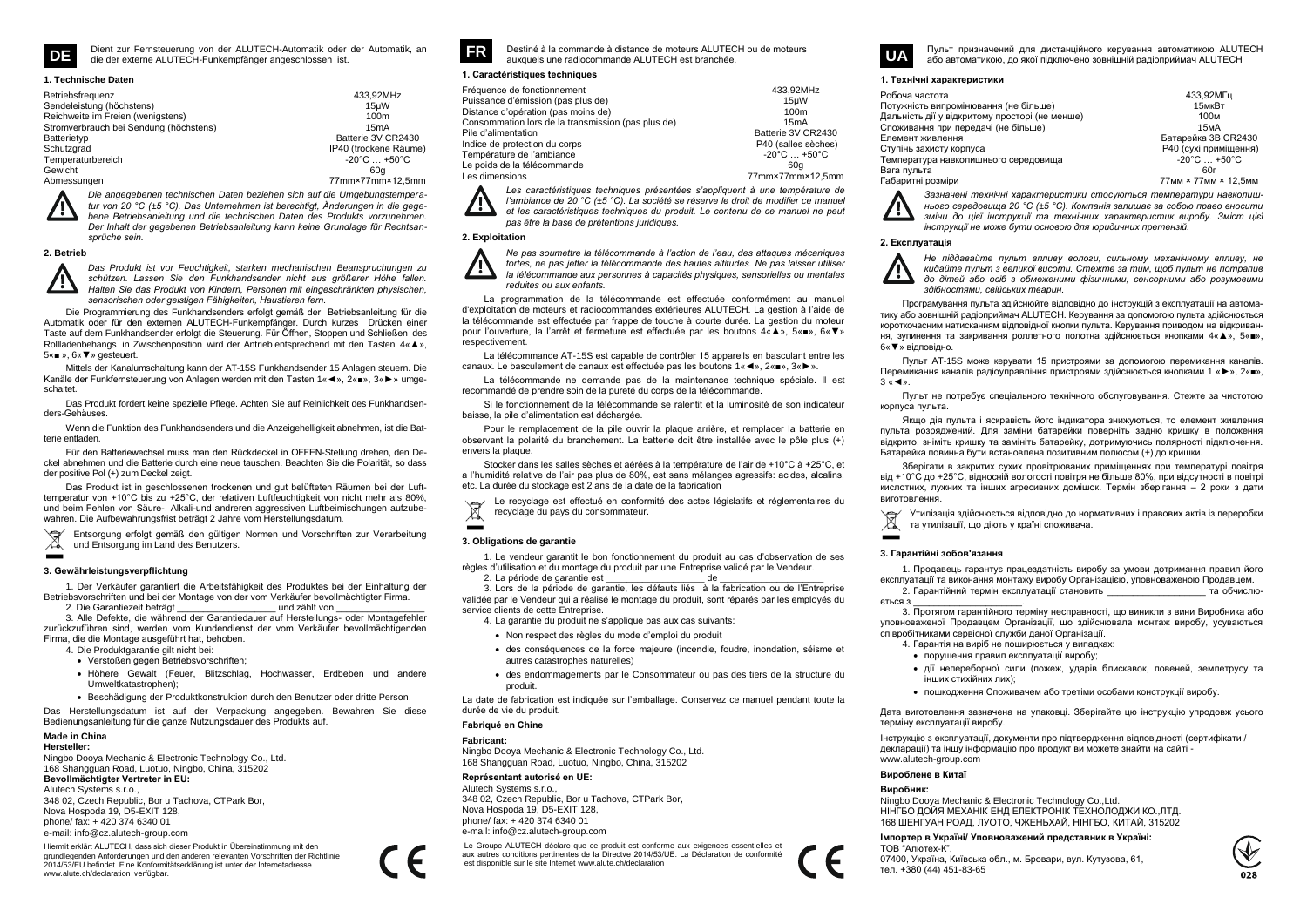**DE** Dient zur Fernsteuerung von der ALUTECH-Automatik oder der Automatik, an die der externe ALUTECH-Funkempfänger angeschlossen ist.

## 1. Technische Daten

| | |
|---|---|
| Betriebsfrequenz | 433,92MHz |
| Sendeleistung (höchstens) | 15µW |
| Reichweite im Freien (wenigstens) | 100m |
| Stromverbrauch bei Sendung (höchstens) | 15mA |
| Batterietyp | Batterie 3V CR2430 |
| Schutzgrad | IP40 (trockene Räume) |
| Temperaturbereich | -20°C … +50°C |
| Gewicht | 60g |
| Abmessungen | 77mm×77mm×12,5mm |

*Die angegebenen technischen Daten beziehen sich auf die Umgebungstemperatur von 20 °C (±5 °C). Das Unternehmen ist berechtigt, Änderungen in die gegebene Betriebsanleitung und die technischen Daten des Produkts vorzunehmen. Der Inhalt der gegebenen Betriebsanleitung kann keine Grundlage für Rechtsansprüche sein.*

## 2. Betrieb

*Das Produkt ist vor Feuchtigkeit, starken mechanischen Beanspruchungen zu schützen. Lassen Sie den Funkhandsender nicht aus größerer Höhe fallen. Halten Sie das Produkt von Kindern, Personen mit eingeschränkten physischen, sensorischen oder geistigen Fähigkeiten, Haustieren fern.*

Die Programmierung des Funkhandsenders erfolgt gemäß der Betriebsanleitung für die Automatik oder für den externen ALUTECH-Funkempfänger. Durch kurzes Drücken einer Taste auf dem Funkhandsender erfolgt die Steuerung. Für Öffnen, Stoppen und Schließen des Rollladenbehangs in Zwischenposition wird der Antrieb entsprechend mit den Tasten 4«▲», 5«■», 6«▼» gesteuert.

Mittels der Kanalumschaltung kann der AT-15S Funkhandsender 15 Anlagen steuern. Die Kanäle der Funkfernsteuerung von Anlagen werden mit den Tasten 1«◄», 2«■», 3«►» umgeschaltet.

Das Produkt fordert keine spezielle Pflege. Achten Sie auf Reinlichkeit des Funkhandsenders-Gehäuses.

Wenn die Funktion des Funkhandsenders und die Anzeigehelligkeit abnehmen, ist die Batterie entladen.

Für den Batteriewechsel muss man den Rückdeckel in OFFEN-Stellung drehen, den Deckel abnehmen und die Batterie durch eine neue tauschen. Beachten Sie die Polarität, so dass der positive Pol (+) zum Deckel zeigt.

Das Produkt ist in geschlossenen trockenen und gut belüfteten Räumen bei der Lufttemperatur von +10°C bis zu +25°C, der relativen Luftfeuchtigkeit von nicht mehr als 80%, und beim Fehlen von Säure-, Alkali-und andreren aggressiven Luftbeimischungen aufzubewahren. Die Aufbewahrungsfrist beträgt 2 Jahre vom Herstellungsdatum.

Entsorgung erfolgt gemäß den gültigen Normen und Vorschriften zur Verarbeitung und Entsorgung im Land des Benutzers.

## 3. Gewährleistungsverpflichtung

1. Der Verkäufer garantiert die Arbeitsfähigkeit des Produktes bei der Einhaltung der Betriebsvorschriften und bei der Montage von der vom Verkäufer bevollmächtigter Firma.

2. Die Garantiezeit beträgt ___________________ und zählt von ___________________

3. Alle Defekte, die während der Garantiedauer auf Herstellungs- oder Montagefehler zurückzuführen sind, werden vom Kundendienst der vom Verkäufer bevollmächtigenden Firma, die die Montage ausgeführt hat, behoben.

4. Die Produktgarantie gilt nicht bei:
- Verstoßen gegen Betriebsvorschriften;
- Höhere Gewalt (Feuer, Blitzschlag, Hochwasser, Erdbeben und andere Umweltkatastrophen);
- Beschädigung der Produktkonstruktion durch den Benutzer oder dritte Person.

Das Herstellungsdatum ist auf der Verpackung angegeben. Bewahren Sie diese Bedienungsanleitung für die ganze Nutzungsdauer des Produkts auf.

**Made in China**

**Hersteller:**
Ningbo Dooya Mechanic & Electronic Technology Co., Ltd.
168 Shangguan Road, Luotuo, Ningbo, China, 315202

**Bevollmächtigter Vertreter in EU:**
Alutech Systems s.r.o.,
348 02, Czech Republic, Bor u Tachova, CTPark Bor,
Nova Hospoda 19, D5-EXIT 128,
phone/ fax: + 420 374 6340 01
e-mail: info@cz.alutech-group.com

Hiermit erklärt ALUTECH, dass sich dieser Produkt in Übereinstimmung mit den grundlegenden Anforderungen und den anderen relevanten Vorschriften der Richtlinie 2014/53/EU befindet. Eine Konformitätserklärung ist unter der Internetadresse www.alute.ch/declaration verfügbar.

CE

**FR** Destiné à la commande à distance de moteurs ALUTECH ou de moteurs auxquels une radiocommande ALUTECH est branchée.

## 1. Caractéristiques techniques

| | |
|---|---|
| Fréquence de fonctionnement | 433,92MHz |
| Puissance d'émission (pas plus de) | 15µW |
| Distance d'opération (pas moins de) | 100m |
| Consommation lors de la transmission (pas plus de) | 15mA |
| Pile d'alimentation | Batterie 3V CR2430 |
| Indice de protection du corps | IP40 (salles sèches) |
| Température de l'ambiance | -20°C … +50°C |
| Le poids de la télécommande | 60g |
| Les dimensions | 77mm×77mm×12,5mm |

*Les caractéristiques techniques présentées s'appliquent à une température de l'ambiance de 20 °C (±5 °C). La société se réserve le droit de modifier ce manuel et les caractéristiques techniques du produit. Le contenu de ce manuel ne peut pas être la base de prétentions juridiques.*

## 2. Exploitation

*Ne pas soumettre la télécommande à l'action de l'eau, des attaques mécaniques fortes, ne pas jeter la télécommande des hautes altitudes. Ne pas laisser utiliser la télécommande aux personnes à capacités physiques, sensorielles ou mentales reduites ou aux enfants.*

La programmation de la télécommande est effectuée conformément au manuel d'exploitation de moteurs et radiocommandes extérieures ALUTECH. La gestion à l'aide de la télécommande est effectuée par frappe de touche à courte durée. La gestion du moteur pour l'ouverture, la l'arrêt et fermeture est effectuée par les boutons 4«▲», 5«■», 6«▼» respectivement.

La télécommande AT-15S est capable de contrôler 15 appareils en basculant entre les canaux. Le basculement de canaux est effectuée pas les boutons 1«◄», 2«■», 3«►».

La télécommande ne demande pas de la maintenance technique spéciale. Il est recommandé de prendre soin de la pureté du corps de la télécommande.

Si le fonctionnement de la télécommande se ralentit et la luminosité de son indicateur baisse, la pile d'alimentation est déchargée.

Pour le remplacement de la pile ouvrir la plaque arrière, et remplacer la batterie en observant la polarité du branchement. La batterie doit être installée avec le pôle plus (+) envers la plaque.

Stocker dans les salles sèches et aérées à la température de l'air de +10°C à +25°C, et a l'humidité relative de l'air pas plus de 80%, est sans mélanges agressifs: acides, alcalins, etc. La durée du stockage est 2 ans de la date de la fabrication

Le recyclage est effectué en conformité des actes législatifs et réglementaires du recyclage du pays du consommateur.

## 3. Obligations de garantie

1. Le vendeur garantit le bon fonctionnement du produit au cas d'observation de ses règles d'utilisation et du montage du produit par une Entreprise validé par le Vendeur.

2. La période de garantie est ___________________ de ___________________

3. Lors de la période de garantie, les défauts liés à la fabrication ou de l'Entreprise validée par le Vendeur qui a réalisé le montage du produit, sont réparés par les employés du service clients de cette Entreprise.

4. La garantie du produit ne s'applique pas aux cas suivants:
- Non respect des règles du mode d'emploi du produit
- des conséquences de la force majeure (incendie, foudre, inondation, séisme et autres catastrophes naturelles)
- des endommagements par le Consommateur ou pas des tiers de la structure du produit.

La date de fabrication est indiquée sur l'emballage. Conservez ce manuel pendant toute la durée de vie du produit.

**Fabriqué en Chine**

**Fabricant:**
Ningbo Dooya Mechanic & Electronic Technology Co., Ltd.
168 Shangguan Road, Luotuo, Ningbo, China, 315202

**Représentant autorisé en UE:**
Alutech Systems s.r.o.,
348 02, Czech Republic, Bor u Tachova, CTPark Bor,
Nova Hospoda 19, D5-EXIT 128,
phone/ fax: + 420 374 6340 01
e-mail: info@cz.alutech-group.com

Le Groupe ALUTECH déclare que ce produit est conforme aux exigences essentielles et aux autres conditions pertinentes de la Directve 2014/53/UE. La Déclaration de conformité est disponible sur le site Internet www.alute.ch/declaration

CE

**UA** Пульт призначений для дистанційного керування автоматикою ALUTECH або автоматикою, до якої підключено зовнішній радіоприймач ALUTECH

## 1. Технічні характеристики

| | |
|---|---|
| Робоча частота | 433,92МГц |
| Потужність випромінювання (не більше) | 15мкВт |
| Дальність дії у відкритому просторі (не менше) | 100м |
| Споживання при передачі (не більше) | 15мА |
| Елемент живлення | Батарейка 3В CR2430 |
| Ступінь захисту корпуса | IP40 (сухі приміщення) |
| Температура навколишнього середовища | -20°C … +50°C |
| Вага пульта | 60г |
| Габаритні розміри | 77мм × 77мм × 12,5мм |

*Зазначені технічні характеристики стосуються температури навколишнього середовища 20 °C (±5 °C). Компанія залишає за собою право вносити зміни до цієї інструкції та технічних характеристик виробу. Зміст цієї інструкції не може бути основою для юридичних претензій.*

## 2. Експлуатація

*Не піддавайте пульт впливу вологи, сильному механічному впливу, не кидайте пульт з великої висоти. Стежте за тим, щоб пульт не потрапив до дітей або осіб з обмеженими фізичними, сенсорними або розумовими здібностями, свійських тварин.*

Програмування пульта здійснюйте відповідно до інструкцій з експлуатації на автоматику або зовнішній радіоприймач ALUTECH. Керування за допомогою пульта здійснюється короткочасним натисканням відповідної кнопки пульта. Керування приводом на відкривання, зупинення та закривання роллетного полотна здійснюється кнопками 4«▲», 5«■», 6«▼» відповідно.

Пульт AT-15S може керувати 15 пристроями за допомогою перемикання каналів. Перемикання каналів радіоуправління пристроями здійснюється кнопками 1 «►», 2«■», 3 «◄».

Пульт не потребує спеціального технічного обслуговування. Стежте за чистотою корпуса пульта.

Якщо дія пульта і яскравість його індикатора знижуються, то елемент живлення пульта розряджений. Для заміни батарейки поверніть задню кришку в положення відкрито, зніміть кришку та замініть батарейку, дотримуючись полярності підключення. Батарейка повинна бути встановлена позитивним полюсом (+) до кришки.

Зберігати в закритих сухих провітрюваних приміщеннях при температурі повітря від +10°C до +25°C, відносній вологості повітря не більше 80%, при відсутності в повітрі кислотних, лужних та інших агресивних домішок. Термін зберігання – 2 роки з дати виготовлення.

Утилізація здійснюється відповідно до нормативних і правових актів із переробки та утилізації, що діють у країні споживача.

## 3. Гарантійні зобов'язання

1. Продавець гарантує працездатність виробу за умови дотримання правил його експлуатації та виконання монтажу виробу Організацією, уповноваженою Продавцем.

2. Гарантійний термін експлуатації становить ___________________ та обчислюється з ___________________.

3. Протягом гарантійного терміну несправності, що виникли з вини Виробника або уповноваженої Продавцем Організації, що здійснювала монтаж виробу, усуваються співробітниками сервісної служби даної Організації.

4. Гарантія на виріб не поширюється у випадках:
- порушення правил експлуатації виробу;
- дії непереборної сили (пожеж, ударів блискавок, повеней, землетрусу та інших стихійних лих);
- пошкодження Споживачем або третіми особами конструкції виробу.

Дата виготовлення зазначена на упаковці. Зберігайте цю інструкцію упродовж усього терміну експлуатації виробу.

Інструкцію з експлуатації, документи про підтвердження відповідності (сертифікати / декларації) та іншу інформацію про продукт ви можете знайти на сайті - www.alutech-group.com

**Вироблене в Китаї**

**Виробник:**
Ningbo Dooya Mechanic & Electronic Technology Co.,Ltd.
НІНГБО ДОЙЯ МЕХАНІК ЕНД ЕЛЕКТРОНІК ТЕХНОЛОДЖИ КО.,ЛТД.
168 ШЕНГУАН РОАД, ЛУОТО, ЧЖЕНЬХАЙ, НІНГБО, КИТАЙ, 315202

**Імпортер в Україні/ Уповноважений представник в Україні:**
ТОВ "Алютех-К",
07400, Україна, Київська обл., м. Бровари, вул. Кутузова, 61,
тел. +380 (44) 451-83-65

028